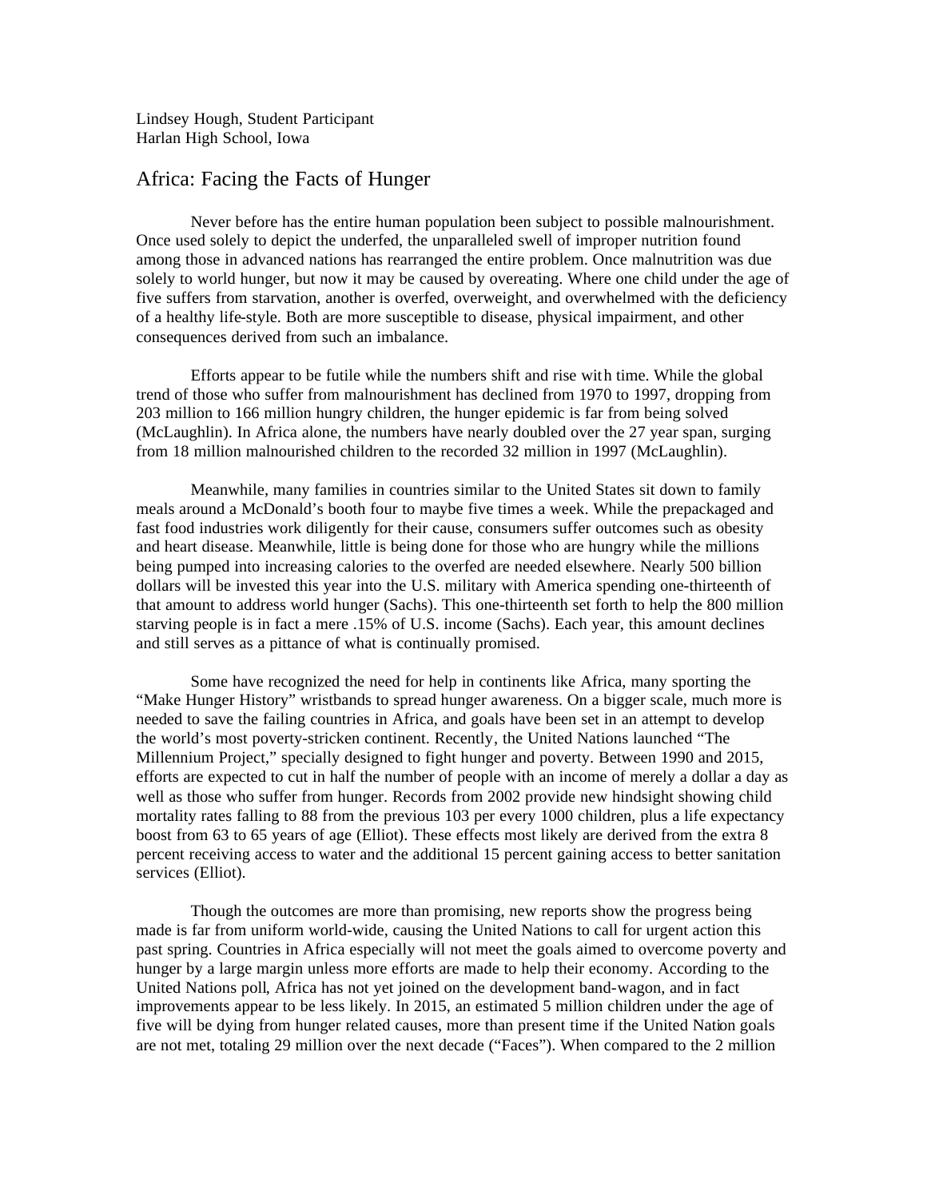Lindsey Hough, Student Participant
Harlan High School, Iowa

# Africa: Facing the Facts of Hunger

Never before has the entire human population been subject to possible malnourishment. Once used solely to depict the underfed, the unparalleled swell of improper nutrition found among those in advanced nations has rearranged the entire problem. Once malnutrition was due solely to world hunger, but now it may be caused by overeating. Where one child under the age of five suffers from starvation, another is overfed, overweight, and overwhelmed with the deficiency of a healthy life-style. Both are more susceptible to disease, physical impairment, and other consequences derived from such an imbalance.

Efforts appear to be futile while the numbers shift and rise with time. While the global trend of those who suffer from malnourishment has declined from 1970 to 1997, dropping from 203 million to 166 million hungry children, the hunger epidemic is far from being solved (McLaughlin). In Africa alone, the numbers have nearly doubled over the 27 year span, surging from 18 million malnourished children to the recorded 32 million in 1997 (McLaughlin).

Meanwhile, many families in countries similar to the United States sit down to family meals around a McDonald's booth four to maybe five times a week. While the prepackaged and fast food industries work diligently for their cause, consumers suffer outcomes such as obesity and heart disease. Meanwhile, little is being done for those who are hungry while the millions being pumped into increasing calories to the overfed are needed elsewhere. Nearly 500 billion dollars will be invested this year into the U.S. military with America spending one-thirteenth of that amount to address world hunger (Sachs). This one-thirteenth set forth to help the 800 million starving people is in fact a mere .15% of U.S. income (Sachs). Each year, this amount declines and still serves as a pittance of what is continually promised.

Some have recognized the need for help in continents like Africa, many sporting the "Make Hunger History" wristbands to spread hunger awareness. On a bigger scale, much more is needed to save the failing countries in Africa, and goals have been set in an attempt to develop the world's most poverty-stricken continent. Recently, the United Nations launched "The Millennium Project," specially designed to fight hunger and poverty. Between 1990 and 2015, efforts are expected to cut in half the number of people with an income of merely a dollar a day as well as those who suffer from hunger. Records from 2002 provide new hindsight showing child mortality rates falling to 88 from the previous 103 per every 1000 children, plus a life expectancy boost from 63 to 65 years of age (Elliot). These effects most likely are derived from the extra 8 percent receiving access to water and the additional 15 percent gaining access to better sanitation services (Elliot).

Though the outcomes are more than promising, new reports show the progress being made is far from uniform world-wide, causing the United Nations to call for urgent action this past spring. Countries in Africa especially will not meet the goals aimed to overcome poverty and hunger by a large margin unless more efforts are made to help their economy. According to the United Nations poll, Africa has not yet joined on the development band-wagon, and in fact improvements appear to be less likely. In 2015, an estimated 5 million children under the age of five will be dying from hunger related causes, more than present time if the United Nation goals are not met, totaling 29 million over the next decade ("Faces"). When compared to the 2 million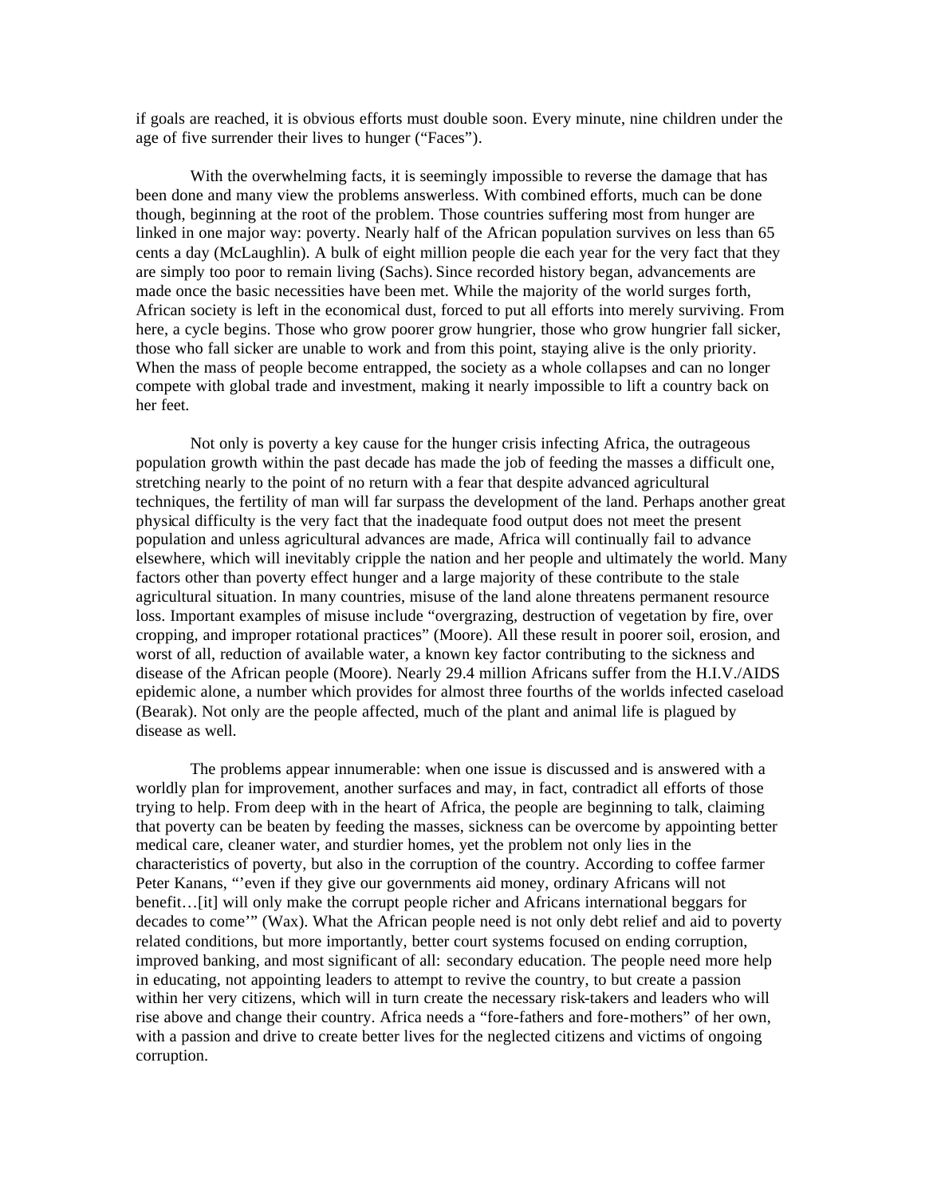if goals are reached, it is obvious efforts must double soon. Every minute, nine children under the age of five surrender their lives to hunger ("Faces").

With the overwhelming facts, it is seemingly impossible to reverse the damage that has been done and many view the problems answerless. With combined efforts, much can be done though, beginning at the root of the problem. Those countries suffering most from hunger are linked in one major way: poverty. Nearly half of the African population survives on less than 65 cents a day (McLaughlin). A bulk of eight million people die each year for the very fact that they are simply too poor to remain living (Sachs). Since recorded history began, advancements are made once the basic necessities have been met. While the majority of the world surges forth, African society is left in the economical dust, forced to put all efforts into merely surviving. From here, a cycle begins. Those who grow poorer grow hungrier, those who grow hungrier fall sicker, those who fall sicker are unable to work and from this point, staying alive is the only priority. When the mass of people become entrapped, the society as a whole collapses and can no longer compete with global trade and investment, making it nearly impossible to lift a country back on her feet.

Not only is poverty a key cause for the hunger crisis infecting Africa, the outrageous population growth within the past decade has made the job of feeding the masses a difficult one, stretching nearly to the point of no return with a fear that despite advanced agricultural techniques, the fertility of man will far surpass the development of the land. Perhaps another great physical difficulty is the very fact that the inadequate food output does not meet the present population and unless agricultural advances are made, Africa will continually fail to advance elsewhere, which will inevitably cripple the nation and her people and ultimately the world. Many factors other than poverty effect hunger and a large majority of these contribute to the stale agricultural situation. In many countries, misuse of the land alone threatens permanent resource loss. Important examples of misuse include "overgrazing, destruction of vegetation by fire, over cropping, and improper rotational practices" (Moore). All these result in poorer soil, erosion, and worst of all, reduction of available water, a known key factor contributing to the sickness and disease of the African people (Moore). Nearly 29.4 million Africans suffer from the H.I.V./AIDS epidemic alone, a number which provides for almost three fourths of the worlds infected caseload (Bearak). Not only are the people affected, much of the plant and animal life is plagued by disease as well.

The problems appear innumerable: when one issue is discussed and is answered with a worldly plan for improvement, another surfaces and may, in fact, contradict all efforts of those trying to help. From deep with in the heart of Africa, the people are beginning to talk, claiming that poverty can be beaten by feeding the masses, sickness can be overcome by appointing better medical care, cleaner water, and sturdier homes, yet the problem not only lies in the characteristics of poverty, but also in the corruption of the country. According to coffee farmer Peter Kanans, "'even if they give our governments aid money, ordinary Africans will not benefit…[it] will only make the corrupt people richer and Africans international beggars for decades to come'" (Wax). What the African people need is not only debt relief and aid to poverty related conditions, but more importantly, better court systems focused on ending corruption, improved banking, and most significant of all: secondary education. The people need more help in educating, not appointing leaders to attempt to revive the country, to but create a passion within her very citizens, which will in turn create the necessary risk-takers and leaders who will rise above and change their country. Africa needs a "fore-fathers and fore-mothers" of her own, with a passion and drive to create better lives for the neglected citizens and victims of ongoing corruption.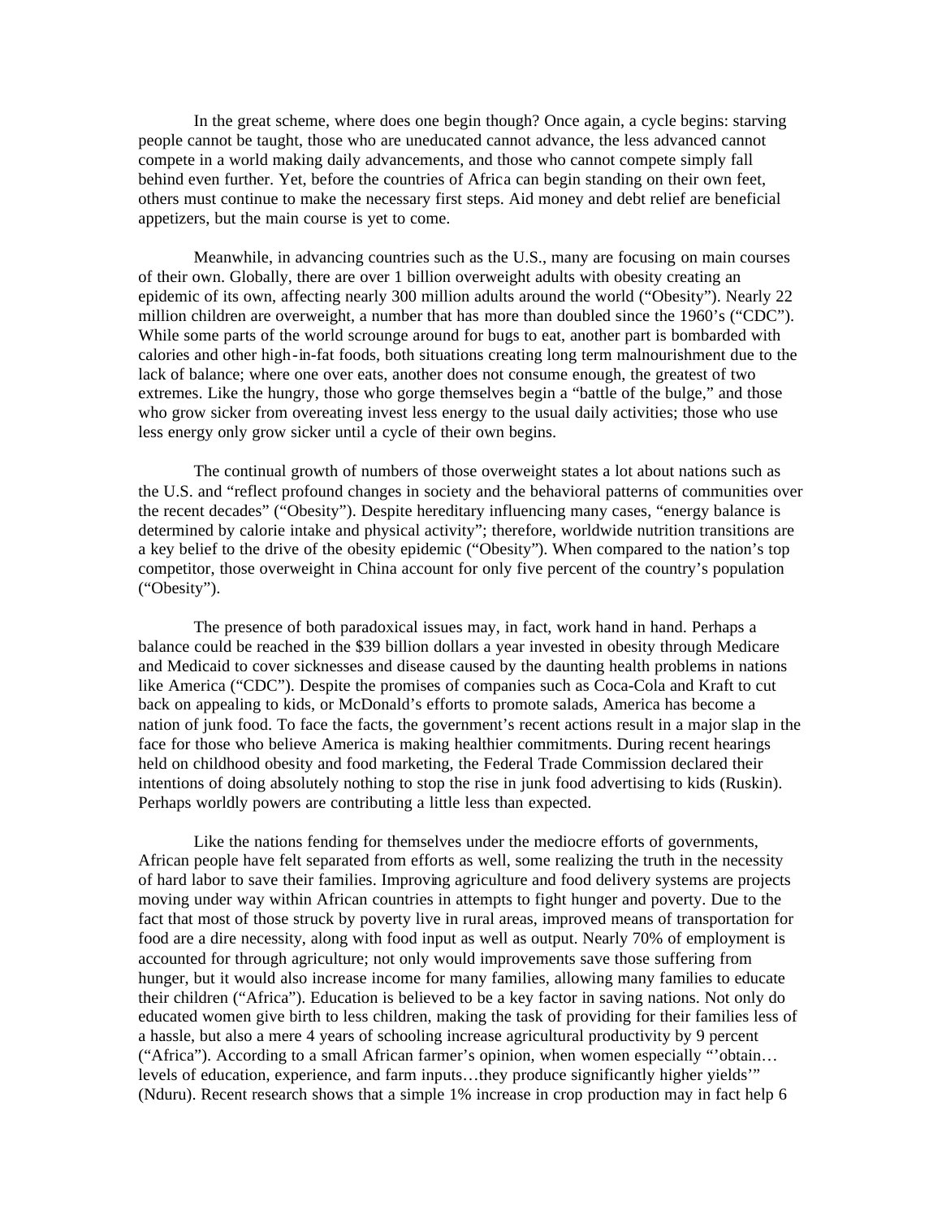In the great scheme, where does one begin though? Once again, a cycle begins: starving people cannot be taught, those who are uneducated cannot advance, the less advanced cannot compete in a world making daily advancements, and those who cannot compete simply fall behind even further. Yet, before the countries of Africa can begin standing on their own feet, others must continue to make the necessary first steps. Aid money and debt relief are beneficial appetizers, but the main course is yet to come.

Meanwhile, in advancing countries such as the U.S., many are focusing on main courses of their own. Globally, there are over 1 billion overweight adults with obesity creating an epidemic of its own, affecting nearly 300 million adults around the world ("Obesity"). Nearly 22 million children are overweight, a number that has more than doubled since the 1960's ("CDC"). While some parts of the world scrounge around for bugs to eat, another part is bombarded with calories and other high-in-fat foods, both situations creating long term malnourishment due to the lack of balance; where one over eats, another does not consume enough, the greatest of two extremes. Like the hungry, those who gorge themselves begin a "battle of the bulge," and those who grow sicker from overeating invest less energy to the usual daily activities; those who use less energy only grow sicker until a cycle of their own begins.

The continual growth of numbers of those overweight states a lot about nations such as the U.S. and "reflect profound changes in society and the behavioral patterns of communities over the recent decades" ("Obesity"). Despite hereditary influencing many cases, "energy balance is determined by calorie intake and physical activity"; therefore, worldwide nutrition transitions are a key belief to the drive of the obesity epidemic ("Obesity"). When compared to the nation's top competitor, those overweight in China account for only five percent of the country's population ("Obesity").

The presence of both paradoxical issues may, in fact, work hand in hand. Perhaps a balance could be reached in the $39 billion dollars a year invested in obesity through Medicare and Medicaid to cover sicknesses and disease caused by the daunting health problems in nations like America ("CDC"). Despite the promises of companies such as Coca-Cola and Kraft to cut back on appealing to kids, or McDonald's efforts to promote salads, America has become a nation of junk food. To face the facts, the government's recent actions result in a major slap in the face for those who believe America is making healthier commitments. During recent hearings held on childhood obesity and food marketing, the Federal Trade Commission declared their intentions of doing absolutely nothing to stop the rise in junk food advertising to kids (Ruskin). Perhaps worldly powers are contributing a little less than expected.

Like the nations fending for themselves under the mediocre efforts of governments, African people have felt separated from efforts as well, some realizing the truth in the necessity of hard labor to save their families. Improving agriculture and food delivery systems are projects moving under way within African countries in attempts to fight hunger and poverty. Due to the fact that most of those struck by poverty live in rural areas, improved means of transportation for food are a dire necessity, along with food input as well as output. Nearly 70% of employment is accounted for through agriculture; not only would improvements save those suffering from hunger, but it would also increase income for many families, allowing many families to educate their children ("Africa"). Education is believed to be a key factor in saving nations. Not only do educated women give birth to less children, making the task of providing for their families less of a hassle, but also a mere 4 years of schooling increase agricultural productivity by 9 percent ("Africa"). According to a small African farmer's opinion, when women especially "'obtain… levels of education, experience, and farm inputs…they produce significantly higher yields'" (Nduru). Recent research shows that a simple 1% increase in crop production may in fact help 6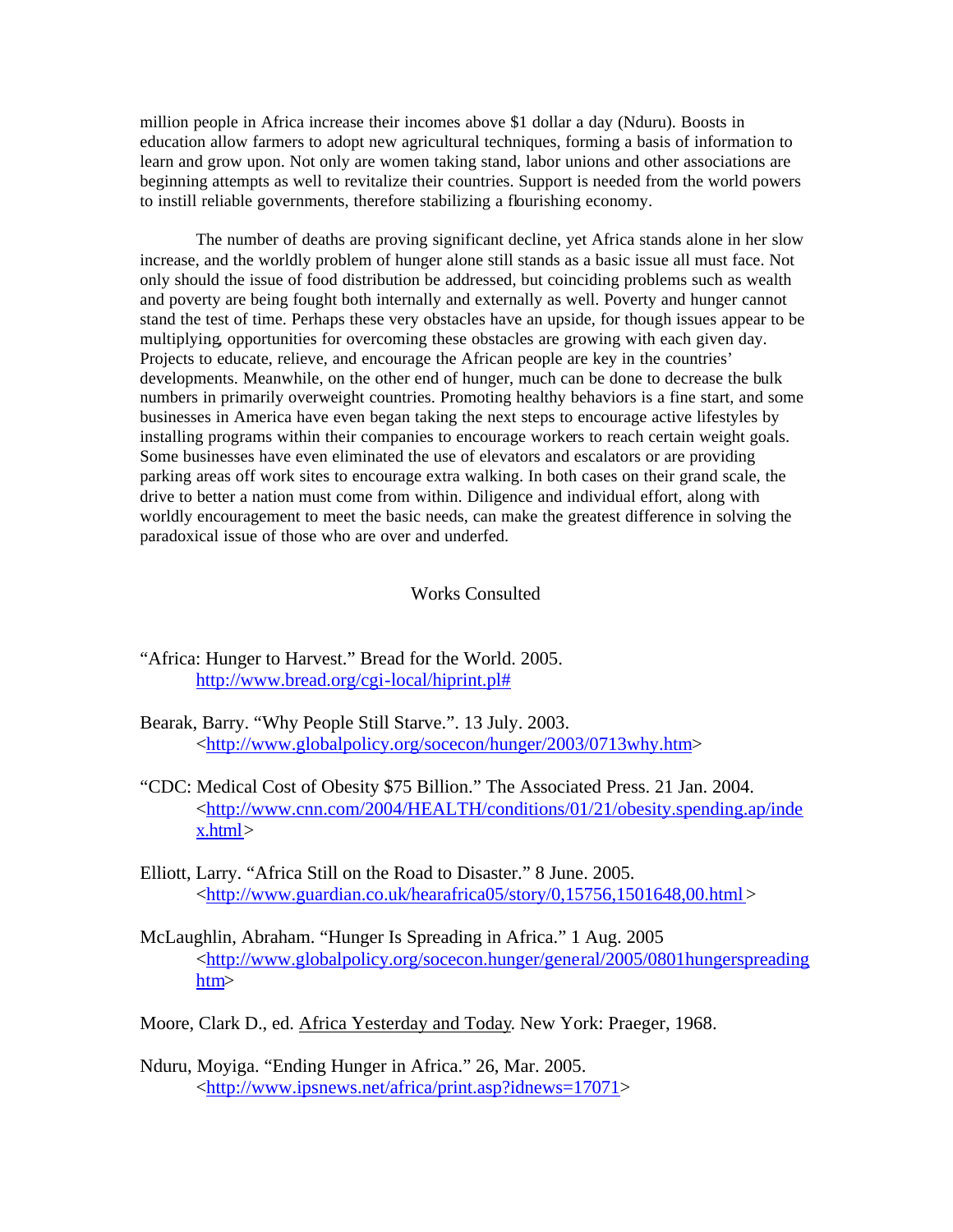million people in Africa increase their incomes above $1 dollar a day (Nduru). Boosts in education allow farmers to adopt new agricultural techniques, forming a basis of information to learn and grow upon. Not only are women taking stand, labor unions and other associations are beginning attempts as well to revitalize their countries. Support is needed from the world powers to instill reliable governments, therefore stabilizing a flourishing economy.

The number of deaths are proving significant decline, yet Africa stands alone in her slow increase, and the worldly problem of hunger alone still stands as a basic issue all must face. Not only should the issue of food distribution be addressed, but coinciding problems such as wealth and poverty are being fought both internally and externally as well. Poverty and hunger cannot stand the test of time. Perhaps these very obstacles have an upside, for though issues appear to be multiplying, opportunities for overcoming these obstacles are growing with each given day. Projects to educate, relieve, and encourage the African people are key in the countries' developments. Meanwhile, on the other end of hunger, much can be done to decrease the bulk numbers in primarily overweight countries. Promoting healthy behaviors is a fine start, and some businesses in America have even began taking the next steps to encourage active lifestyles by installing programs within their companies to encourage workers to reach certain weight goals. Some businesses have even eliminated the use of elevators and escalators or are providing parking areas off work sites to encourage extra walking. In both cases on their grand scale, the drive to better a nation must come from within. Diligence and individual effort, along with worldly encouragement to meet the basic needs, can make the greatest difference in solving the paradoxical issue of those who are over and underfed.

## Works Consulted

"Africa: Hunger to Harvest." Bread for the World. 2005. http://www.bread.org/cgi-local/hiprint.pl#

Bearak, Barry. "Why People Still Starve.". 13 July. 2003. <http://www.globalpolicy.org/socecon/hunger/2003/0713why.htm>

"CDC: Medical Cost of Obesity $75 Billion." The Associated Press. 21 Jan. 2004. <http://www.cnn.com/2004/HEALTH/conditions/01/21/obesity.spending.ap/index.html>

Elliott, Larry. "Africa Still on the Road to Disaster." 8 June. 2005. <http://www.guardian.co.uk/hearafrica05/story/0,15756,1501648,00.html>

McLaughlin, Abraham. "Hunger Is Spreading in Africa." 1 Aug. 2005 <http://www.globalpolicy.org/socecon.hunger/general/2005/0801hungerspreading htm>

Moore, Clark D., ed. Africa Yesterday and Today. New York: Praeger, 1968.

Nduru, Moyiga. "Ending Hunger in Africa." 26, Mar. 2005. <http://www.ipsnews.net/africa/print.asp?idnews=17071>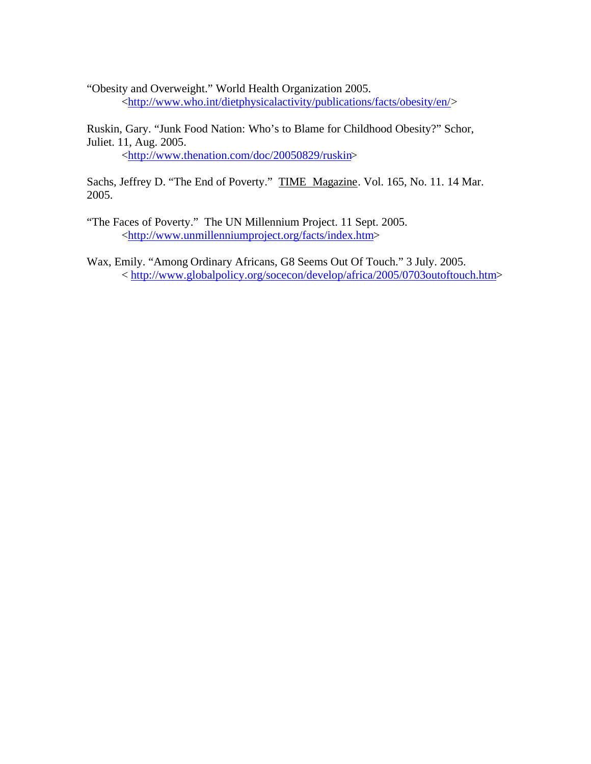"Obesity and Overweight." World Health Organization 2005.
<http://www.who.int/dietphysicalactivity/publications/facts/obesity/en/>

Ruskin, Gary. "Junk Food Nation: Who's to Blame for Childhood Obesity?" Schor, Juliet. 11, Aug. 2005.
<http://www.thenation.com/doc/20050829/ruskin>

Sachs, Jeffrey D. "The End of Poverty." TIME Magazine. Vol. 165, No. 11. 14 Mar. 2005.

"The Faces of Poverty." The UN Millennium Project. 11 Sept. 2005.
<http://www.unmillenniumproject.org/facts/index.htm>

Wax, Emily. "Among Ordinary Africans, G8 Seems Out Of Touch." 3 July. 2005.
< http://www.globalpolicy.org/socecon/develop/africa/2005/0703outoftouch.htm>